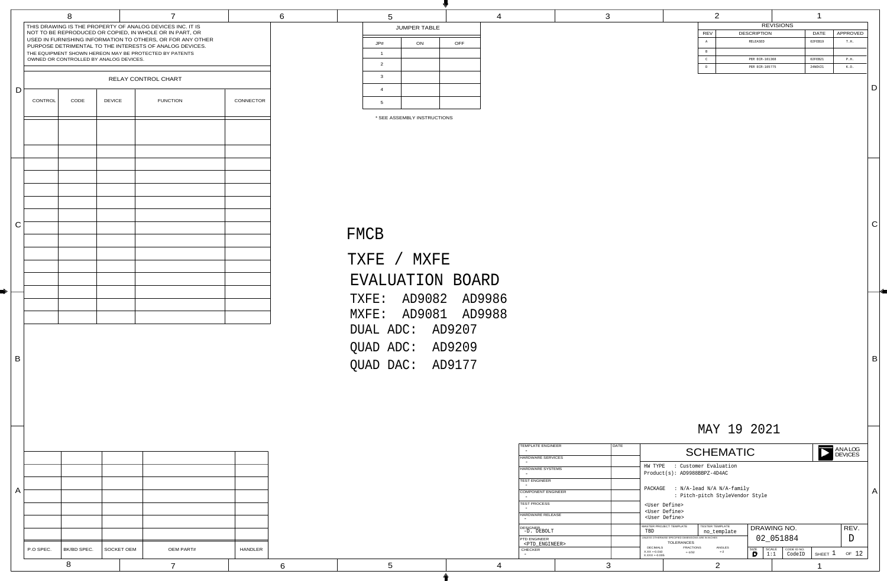THIS DRAWING IS THE PROPERTY OF ANALOG DEVICES INC. IT IS NOT TO BE REPRODUCED OR COPIED, IN WHOLE OR IN PART, OR USED IN FURNISHING INFORMATION TO OTHERS, OR FOR ANY OTHER PURPOSE DETRIMENTAL TO THE INTERESTS OF ANALOG DEVICES. THE EQUIPMENT SHOWN HEREON MAY BE PROTECTED BY PATENTS OWNED OR CONTROLLED BY ANALOG DEVICES.

## RELAY CONTROL CHART

| CONTROL | CODE | DEVICE | FUNCTION | CONNECTOR |
|---|---|---|---|---|
| | | | | |

## JUMPER TABLE

| JP# | ON | OFF |
|---|---|---|
| 1 | | |
| 2 | | |
| 3 | | |
| 4 | | |
| 5 | | |

\* SEE ASSEMBLY INSTRUCTIONS

## REVISIONS

| REV | DESCRIPTION | DATE | APPROVED |
|---|---|---|---|
| A | RELEASED | 02FEB19 | T.H. |
| B | | | |
| C | PER ECR-101360 | 02FEB21 | P.H. |
| D | PER ECR-105775 | 24NOV21 | K.D. |

# FMCB

# TXFE / MXFE

# EVALUATION BOARD

TXFE: AD9082 AD9986

MXFE: AD9081 AD9988

DUAL ADC: AD9207

QUAD ADC: AD9209

QUAD DAC: AD9177

MAY 19 2021

| P.O SPEC. | BK/BD SPEC. | SOCKET OEM | OEM PART# | HANDLER |
|---|---|---|---|---|
| | | | | |

| | DATE |
|---|---|
| TEMPLATE ENGINEER - | |
| HARDWARE SERVICES - | |
| HARDWARE SYSTEMS - | |
| TEST ENGINEER - | |
| COMPONENT ENGINEER - | |
| TEST PROCESS - | |
| HARDWARE RELEASE - | |
| DESIGNER -D. DEBOLT | |
| PTD ENGINEER <PTD_ENGINEER> | |
| CHECKER - | |

## SCHEMATIC

ANALOG DEVICES

HW TYPE : Customer Evaluation
Product(s): AD9988BBPZ-4D4AC

PACKAGE : N/A-lead N/A N/A-family
: Pitch-pitch StyleVendor Style

<User Define>
<User Define>
<User Define>

MASTER PROJECT TEMPLATE: TBD
TESTER TEMPLATE: no_template

UNLESS OTHERWISE SPECIFIED DIMENSIONS ARE IN INCHES
TOLERANCES
DECIMALS: X.XX +-0.010, X.XXX +-0.005
FRACTIONS: +-1/32
ANGLES: +-2

DRAWING NO. 02_051884
REV. D

SIZE: D
SCALE: 1:1
CODE ID NO.: CodeID
SHEET 1 OF 12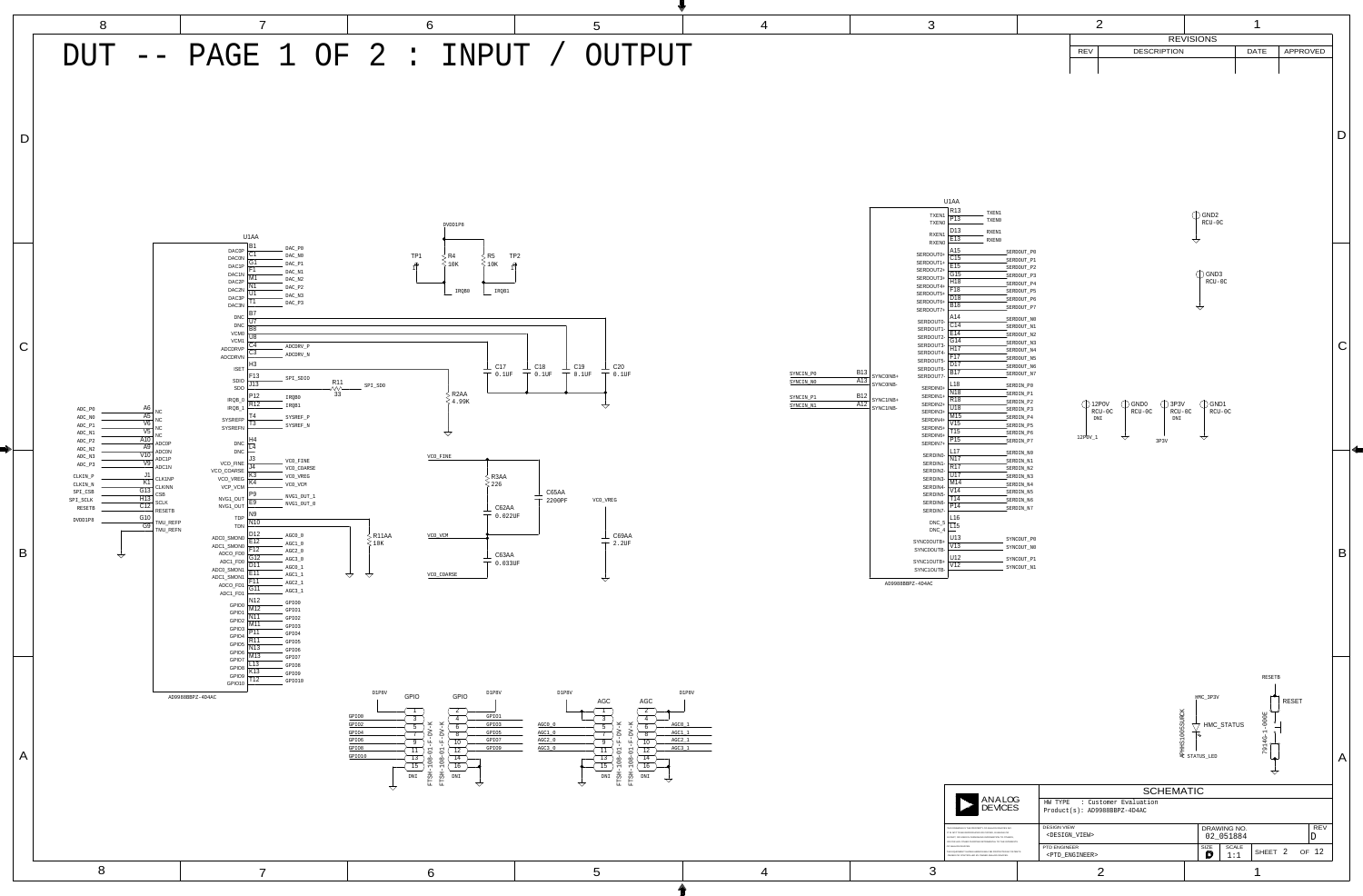# DUT -- PAGE 1 OF 2 : INPUT / OUTPUT

| REVISIONS | | | |
|---|---|---|---|
| REV | DESCRIPTION | DATE | APPROVED |

U1AA

DAC0P B1 DAC_P0
DAC0N C1 DAC_N0
DAC1P G1 DAC_P1
DAC1N F1 DAC_N1
DAC2P M1 DAC_N2
DAC2N N1 DAC_P2
DAC3P U1 DAC_N3
DAC3N T1 DAC_P3

DNC B7
DNC U7
VCM0 B8
VCM1 U8
ADCDRVP C4 ADCDRV_P
ADCDRVN C3 ADCDRV_N
ISET H3
SDIO F13 SPI_SDIO
SDO J13 R11 33 SPI_SDO
IRQB_0 P12 IRQB0
IRQB_1 R12 IRQB1
SYSREFP T4 SYSREF_P
SYSREFN T3 SYSREF_N
DNC H4
DNC L4
VCO_FINE J3 VCO_FINE
VCO_COARSE J4 VCO_COARSE
VCO_VREG K3 VCO_VREG
VCP_VCM K4 VCO_VCM
NVG1_OUT P9 NVG1_OUT_1
NVG1_OUT E9 NVG1_OUT_0
TDP N9
TDN N10
ADC0_SMON0 D12 AGC0_0
ADC1_SMON0 E12 AGC1_0
ADC0_FD0 F12 AGC2_0
ADC1_FD0 G12 AGC3_0
ADC0_SMON1 D11 AGC0_1
ADC1_SMON1 E11 AGC1_1
ADC0_FD1 F11 AGC2_1
ADC1_FD1 G11 AGC3_1
GPIO0 N12 GPIO0
GPIO1 M12 GPIO1
GPIO2 N11 GPIO2
GPIO3 M11 GPIO3
GPIO4 P11 GPIO4
GPIO5 R11 GPIO5
GPIO6 N13 GPIO6
GPIO7 M13 GPIO7
GPIO8 L13 GPIO8
GPIO9 K13 GPIO9
GPIO10 J12 GPIO10

ADC_P0 A6 NC
ADC_N0 A5 NC
ADC_P1 V6 NC
ADC_N1 V5 NC
ADC_P2 A10 ADC0P
ADC_N2 A9 ADC0N
ADC_N3 V10 ADC1P
ADC_P3 V9 ADC1N
CLKIN_P J1 CLKINP
CLKIN_N K1 CLKINN
SPI_CSB G13 CSB
SPI_SCLK H13 SCLK
RESETB C12 RESETB
DVDD1P8 G10 TMU_REFP
G9 TMU_REFN

AD9988BBPZ-4D4AC

DVDD1P8
TP1, R4 10K, R5 10K, TP2
IRQB0, IRQB1

C17 0.1UF, C18 0.1UF, C19 0.1UF, C20 0.1UF
R2AA 4.99K
R11AA 10K

VCO_FINE
R3AA 226
C65AA 2200PF
C62AA 0.022UF
VCO_VREG
VCO_VCM
C69AA 2.2UF
C63AA 0.033UF
VCO_COARSE

U1AA

TXEN1 R13 TXEN1
TXEN0 F13 TXEN0
RXEN1 D13 RXEN1
RXEN0 E13 RXEN0
SERDOUT0+ A15 SERDOUT_P0
SERDOUT1+ C15 SERDOUT_P1
SERDOUT2+ E15 SERDOUT_P2
SERDOUT3+ G15 SERDOUT_P3
SERDOUT4+ H18 SERDOUT_P4
SERDOUT5+ F18 SERDOUT_P5
SERDOUT6+ D18 SERDOUT_P6
SERDOUT7+ B18 SERDOUT_P7
SERDOUT0- A14 SERDOUT_N0
SERDOUT1- C14 SERDOUT_N1
SERDOUT2- E14 SERDOUT_N2
SERDOUT3- G14 SERDOUT_N3
SERDOUT4- H17 SERDOUT_N4
SERDOUT5- F17 SERDOUT_N5
SERDOUT6- D17 SERDOUT_N6
SERDOUT7- B17 SERDOUT_N7
SERDIN0+ L18 SERDIN_P0
SERDIN1+ N18 SERDIN_P1
SERDIN2+ R18 SERDIN_P2
SERDIN3+ U18 SERDIN_P3
SERDIN4+ M15 SERDIN_P4
SERDIN5+ V15 SERDIN_P5
SERDIN6+ T15 SERDIN_P6
SERDIN7+ P15 SERDIN_P7
SERDIN0- L17 SERDIN_N0
SERDIN1- N17 SERDIN_N1
SERDIN2- R17 SERDIN_N2
SERDIN3- U17 SERDIN_N3
SERDIN4- M14 SERDIN_N4
SERDIN5- V14 SERDIN_N5
SERDIN6- T14 SERDIN_N6
SERDIN7- P14 SERDIN_N7
DNC_5 L16
DNC_4 L15
SYNC0OUTB+ U13 SYNCOUT_P0
SYNC0OUTB- V13 SYNCOUT_N0
SYNC1OUTB+ U12 SYNCOUT_P1
SYNC1OUTB- V12 SYNCOUT_N1

SYNCIN_P0 B13 SYNC0INB+
SYNCIN_N0 A13 SYNC0INB-
SYNCIN_P1 B12 SYNC1INB+
SYNCIN_N1 A12 SYNC1INB-

AD9988BBPZ-4D4AC

GND2 RCU-0C
GND3 RCU-0C
12P0V RCU-0C DNI (12P0V_1)
GND0 RCU-0C
3P3V RCU-0C DNI (3P3V)
GND1 RCU-0C

GPIO (D1P8V): GPIO0 1, GPIO1 2, GPIO2 3, GPIO3 4, GPIO4 5, GPIO5 6, GPIO6 7, GPIO7 8, GPIO8 9, GPIO9 10, GPIO10 11, 12, 13, 14, 15, 16 — FTSH-108-01-F-DV-K, DNI

AGC (D1P8V): AGC0_0 5, AGC0_1 6, AGC1_0 7, AGC1_1 8, AGC2_0 9, AGC2_1 10, AGC3_0 11, AGC3_1 12 — FTSH-108-01-F-DV-K, DNI

HMC_3P3V
APHHS1005SURCK HMC_STATUS
STATUS_LED
RESETB
RESET
7914G-1-000E

ANALOG DEVICES

| SCHEMATIC | | | |
|---|---|---|---|
| HW TYPE : Customer Evaluation | | | |
| Product(s): AD9988BBPZ-4D4AC | | | |
| DESIGN VIEW: <DESIGN_VIEW> | DRAWING NO.: 02_051884 | | REV: D |
| PTD ENGINEER: <PTD_ENGINEER> | SIZE: D | SCALE: 1:1 | SHEET 2 OF 12 |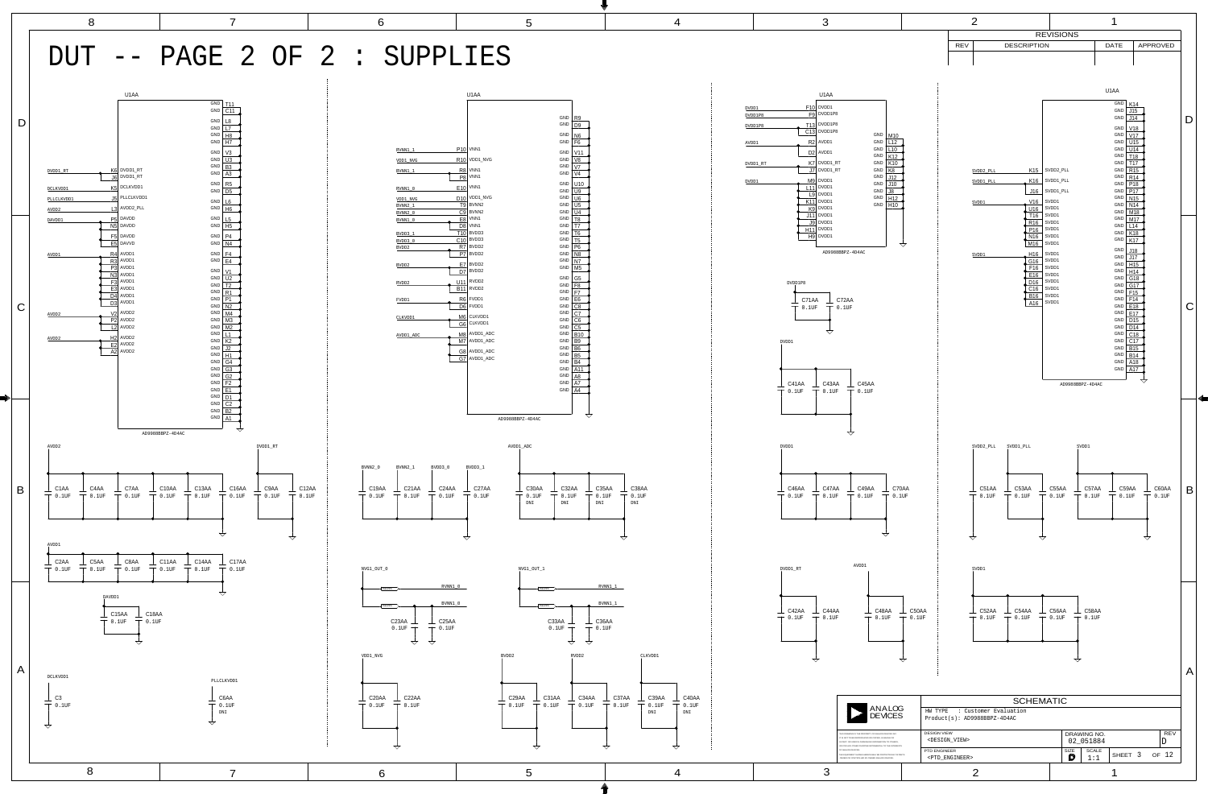# DUT -- PAGE 2 OF 2 : SUPPLIES

| REV | DESCRIPTION | DATE | APPROVED |
|---|---|---|---|
| | | | |

## U1AA (Section 1)

| Net | Pin | Function |
|---|---|---|
| DVDD1_RT | K6 | DVDD1_RT |
| | J6 | DVDD1_RT |
| DCLKVDD1 | K5 | DCLKVDD1 |
| PLLCLKVDD1 | J5 | PLLCLKVDD1 |
| AVDD2 | L9 | AVDD2_PLL |
| DAVDD1 | P5 | DAVDD |
| | N5 | DAVDD |
| | F5 | DAVDD |
| | E5 | DAVDD |
| AVDD1 | R4 | AVDD1 |
| | R3 | AVDD1 |
| | P3 | AVDD1 |
| | N3 | AVDD1 |
| | F3 | AVDD1 |
| | E3 | AVDD1 |
| | D4 | AVDD1 |
| | D3 | AVDD1 |
| AVDD2 | V2 | AVDD2 |
| | P2 | AVDD2 |
| | L2 | AVDD2 |
| AVDD2 | H2 | AVDD2 |
| | E2 | AVDD2 |
| | A2 | AVDD2 |

GND: T11, C11, L8, L7, H8, H7, V3, U3, B3, A3, R5, D5, L6, H6, L5, H5, P4, N4, F4, E4, V1, U2, T2, R1, P1, N2, M4, M3, M2, L1, K2, J2, H1, G4, G3, G2, F2, E1, D1, C2, B2, A1

AD9988BBPZ-4D4AC

## U1AA (Section 2)

| Net | Pin | Function |
|---|---|---|
| BVNN1_1 | P10 | VNN1 |
| VDD1_NVG | R10 | VDD1_NVG |
| BVNN1_1 | R8 | VNN1 |
| | P8 | VNN1 |
| BVNN1_0 | E10 | VNN1 |
| VDD1_NVG | D10 | VDD1_NVG |
| BVNN2_1 | T9 | BVNN2 |
| BVNN2_0 | C9 | BVNN2 |
| BVNN1_0 | E8 | VNN1 |
| | D8 | VNN1 |
| BVDD3_1 | T10 | BVDD3 |
| BVDD3_0 | C10 | BVDD3 |
| BVDD2 | R7 | BVDD2 |
| | P7 | BVDD2 |
| BVDD2 | E7 | BVDD2 |
| | D7 | BVDD2 |
| RVDD2 | U11 | RVDD2 |
| | B11 | RVDD2 |
| FVDD1 | R6 | FVDD1 |
| | D6 | FVDD1 |
| CLKVDD1 | M6 | CLKVDD1 |
| | G6 | CLKVDD1 |
| AVDD1_ADC | M8 | AVDD1_ADC |
| | M7 | AVDD1_ADC |
| | G8 | AVDD1_ADC |
| | G7 | AVDD1_ADC |

GND: R9, D9, N6, F6, V11, V8, V7, V4, U10, U9, U6, U5, U4, T8, T7, T6, T5, P6, N8, N7, M5, G5, F8, F7, E6, C8, C7, C6, C5, B10, B9, B6, B5, B4, A11, A8, A7, A4

AD9988BBPZ-4D4AC

## U1AA (Section 3)

| Net | Pin | Function |
|---|---|---|
| DVDD1 | F10 | DVDD1 |
| DVDD1P8 | F9 | DVDD1P8 |
| DVDD1P8 | T13 | DVDD1P8 |
| | C13 | DVDD1P8 |
| AVDD1 | R2 | AVDD1 |
| | D2 | AVDD1 |
| DVDD1_RT | K7 | DVDD1_RT |
| | J7 | DVDD1_RT |
| DVDD1 | M9 | DVDD1 |
| | L11 | DVDD1 |
| | L9 | DVDD1 |
| | K11 | DVDD1 |
| | K9 | DVDD1 |
| | J11 | DVDD1 |
| | J9 | DVDD1 |
| | H11 | DVDD1 |
| | H9 | DVDD1 |

GND: M10, L12, L10, K12, K10, K8, J12, J10, J8, H12, H10

AD9988BBPZ-4D4AC

## U1AA (Section 4)

| Net | Pin | Function |
|---|---|---|
| SVDD2_PLL | K15 | SVDD2_PLL |
| SVDD1_PLL | K16 | SVDD1_PLL |
| | J16 | SVDD1_PLL |
| SVDD1 | V16 | SVDD1 |
| | U16 | SVDD1 |
| | T16 | SVDD1 |
| | R16 | SVDD1 |
| | P16 | SVDD1 |
| | N16 | SVDD1 |
| | M16 | SVDD1 |
| SVDD1 | H16 | SVDD1 |
| | G16 | SVDD1 |
| | F16 | SVDD1 |
| | E16 | SVDD1 |
| | D16 | SVDD1 |
| | C16 | SVDD1 |
| | B16 | SVDD1 |
| | A16 | SVDD1 |

GND: K14, J15, J14, V18, V17, U15, U14, T18, T17, R15, R14, P18, P17, N15, N14, M18, M17, L14, K18, K17, J18, J17, H15, H14, G18, G17, F15, F14, E18, E17, D15, D14, C18, C17, B15, B14, A18, A17

AD9988BBPZ-4D4AC

## Decoupling Capacitors

| Net | Capacitors |
|---|---|
| AVDD2 | C1AA, C4AA, C7AA, C10AA, C13AA, C16AA — 0.1UF |
| DVDD1_RT | C9AA, C12AA — 0.1UF |
| AVDD1 | C2AA, C5AA, C8AA, C11AA, C14AA, C17AA — 0.1UF |
| DAVDD1 | C15AA, C18AA — 0.1UF |
| DCLKVDD1 | C3 — 0.1UF |
| PLLCLKVDD1 | C6AA — 0.1UF DNI |
| BVNN2_0 | C19AA — 0.1UF |
| BVNN2_1 | C21AA — 0.1UF |
| BVDD3_0 | C24AA — 0.1UF |
| BVDD3_1 | C27AA — 0.1UF |
| AVDD1_ADC | C30AA, C32AA, C35AA, C38AA — 0.1UF DNI |
| NVG1_OUT_0 → BVNN1_0 | C23AA, C25AA — 0.1UF |
| NVG1_OUT_1 → BVNN1_1 | C33AA, C36AA — 0.1UF |
| VDD1_NVG | C20AA, C22AA — 0.1UF |
| BVDD2 | C29AA, C31AA — 0.1UF |
| RVDD2 | C34AA, C37AA — 0.1UF |
| CLKVDD1 | C39AA, C40AA — 0.1UF DNI |
| DVDD1P8 | C71AA, C72AA — 0.1UF |
| DVDD1 | C41AA, C43AA, C45AA — 0.1UF |
| DVDD1 | C46AA, C47AA, C49AA, C70AA — 0.1UF |
| DVDD1_RT | C42AA, C44AA — 0.1UF |
| AVDD1 | C48AA, C50AA — 0.1UF |
| SVDD2_PLL | C51AA — 0.1UF |
| SVDD1_PLL | C53AA, C55AA — 0.1UF |
| SVDD1 | C57AA, C59AA, C60AA — 0.1UF |
| SVDD1 | C52AA, C54AA, C56AA, C58AA — 0.1UF |

SCHEMATIC

HW TYPE : Customer Evaluation
Product(s): AD9988BBPZ-4D4AC

DESIGN VIEW: <DESIGN_VIEW>
PTD ENGINEER: <PTD_ENGINEER>

DRAWING NO.: 02_051884 | REV: D | SIZE: D | SCALE: 1:1 | SHEET 3 OF 12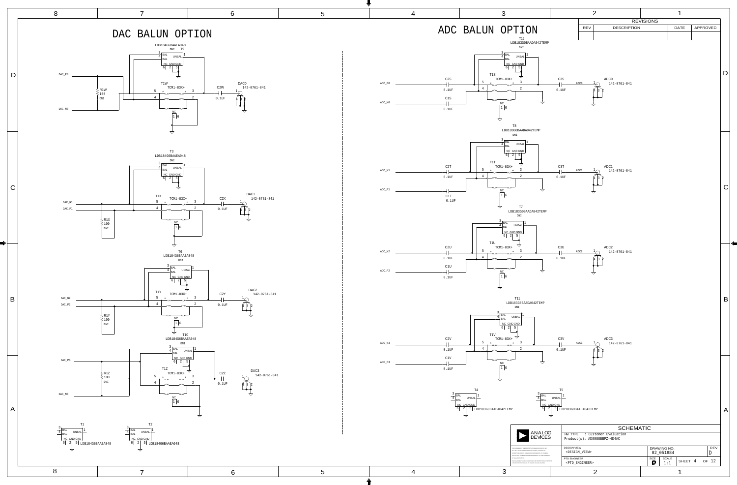# DAC BALUN OPTION

T9 LDB184G6BAAEA048 DNI

T1W TCM1-83X+

R1W 100 DNI

C2W 0.1UF

DAC0 142-0761-841

DAC_P0

DAC_N0

T3 LDB184G6BAAEA048 DNI

T1X TCM1-83X+

R1X 100 DNI

C2X 0.1UF

DAC1 142-0761-841

DAC_N1

DAC_P1

T6 LDB184G6BAAEA048 DNI

T1Y TCM1-83X+

R1Y 100 DNI

C2Y 0.1UF

DAC2 142-0761-841

DAC_N2

DAC_P2

T10 LDB184G6BAAEA048 DNI

T1Z TCM1-83X+

R1Z 100 DNI

C2Z 0.1UF

DAC3 142-0761-841

DAC_P3

DAC_N3

T1 LDB184G6BAAEA048

T2 LDB184G6BAAEA048

# ADC BALUN OPTION

T12 LDB183G0BAADA042TEMP DNI

T1S TCM1-83X+

C2S 0.1UF

C1S 0.1UF

C3S 0.1UF

ADC0 142-0761-841

ADC_P0

ADC_N0

T8 LDB183G0BAADA042TEMP DNI

T1T TCM1-83X+

C2T 0.1UF

C1T 0.1UF

C3T 0.1UF

ADC1 142-0761-841

ADC_N1

ADC_P1

T7 LDB183G0BAADA042TEMP DNI

T1U TCM1-83X+

C2U 0.1UF

C1U 0.1UF

C3U 0.1UF

ADC2 142-0761-841

ADC_N2

ADC_P2

T11 LDB183G0BAADA042TEMP DNI

T1V TCM1-83X+

C2V 0.1UF

C1V 0.1UF

C3V 0.1UF

ADC3 142-0761-841

ADC_N3

ADC_P3

T4 LDB183G0BAADA042TEMP

T5 LDB183G0BAADA042TEMP

| REVISIONS | | | |
|---|---|---|---|
| REV | DESCRIPTION | DATE | APPROVED |

ANALOG DEVICES

SCHEMATIC

HW TYPE : Customer Evaluation

Product(s): AD9088BBPZ-4D4AC

DESIGN VIEW: <DESIGN_VIEW>

PTD ENGINEER: <PTD_ENGINEER>

DRAWING NO.: 02_051884

REV: D

SIZE: D

SCALE: 1:1

SHEET 4 OF 12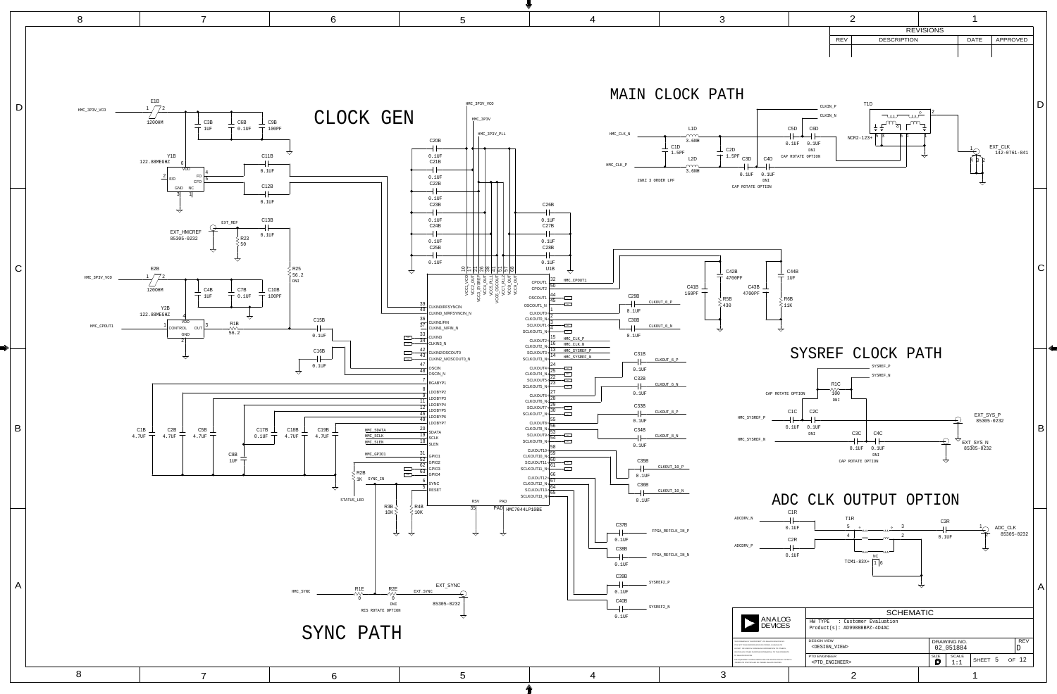# CLOCK GEN

E1B 120OHM — HMC_3P3V_VCO

C3B 1UF, C6B 0.1UF, C9B 100PF

Y1B 122.88MEGHZ (VDD, EID, FO, CFO, GND, NC)

C11B 0.1UF, C12B 0.1UF

EXT_HMCREF 85305-0232 — EXT_REF — C13B 0.1UF, R23 50

R25 56.2 DNI

E2B 120OHM — HMC_3P3V_VCO

C4B 1UF, C7B 0.1UF, C10B 100PF

Y2B 122.88MEGHZ (VDD, CONTROL, OUT, GND) — HMC_CPOUT1

R1B 56.2

C15B 0.1UF, C16B 0.1UF

C1B 4.7UF, C2B 4.7UF, C5B 4.7UF, C17B 0.1UF, C18B 4.7UF, C19B 4.7UF, C8B 1UF

R2B 1K — STATUS_LED — SYNC_IN

R3B 10K, R4B 10K

C20B 0.1UF, C21B 0.1UF, C22B 0.1UF, C23B 0.1UF, C24B 0.1UF, C25B 0.1UF

C26B 0.1UF, C27B 0.1UF, C28B 0.1UF

HMC_3P3V_VCO, HMC_3P3V, HMC_3P3V_PLL

U1B HMC7044LP10BE

| Pin | Name | Pin | Name |
|---|---|---|---|
| 39 | CLKIN0/RFSYNCIN | 32 | CPOUT1 |
| 40 | CLKIN0_N/RFSYNCIN_N | 30 | CPOUT2 |
| 36 | CLKIN1/FIN | 44 | OSCOUT0 |
| 37 | CLKIN1_N/FIN_N | 45 | OSCOUT1_N |
| 33 | CLKIN3 | 1 | CLKOUT0 |
| 34 | CLKIN3_N | 2 | CLKOUT0_N |
| 42 | CLKIN2/OSCOUT0 | 3 | SCLKOUT1 |
| 43 | CLKIN2_N/OSCOUT0_N | 4 | SCLKOUT1_N |
| 47 | OSCIN | 15 | CLKOUT2 |
| 48 | OSCIN_N | 16 | CLKOUT2_N |
| 7 | BGABYP1 | 13 | SCLKOUT3 |
| 8 | LDOBYP2 | 14 | SCLKOUT3_N |
| 9 | LDOBYP3 | 24 | CLKOUT4 |
| 11 | LDOBYP4 | 25 | CLKOUT4_N |
| 12 | LDOBYP5 | 22 | SCLKOUT5 |
| 46 | LDOBYP6 | 23 | SCLKOUT5_N |
| 49 | LDOBYP7 | 27 | CLKOUT6 |
| 20 | SDATA | 28 | CLKOUT6_N |
| 19 | SCLK | 29 | SCLKOUT7 |
| 18 | SLEN | 30 | SCLKOUT7_N |
| 31 | GPIO1 | 55 | CLKOUT8 |
| 52 | GPIO2 | 56 | CLKOUT8_N |
| 62 | GPIO3 | 53 | SCLKOUT9 |
| 63 | GPIO4 | 54 | SCLKOUT9_N |
| 6 | SYNC | 58 | CLKOUT10 |
| 5 | RESET | 59 | CLKOUT10_N |
| 35 | RSV | 60 | SCLKOUT11 |
| PAD | PAD | 61 | SCLKOUT11_N |
| | | 66 | CLKOUT12 |
| | | 67 | CLKOUT12_N |
| | | 64 | SCLKOUT13 |
| | | 65 | SCLKOUT13_N |

Supply pins: 10 VCC1_VCO, 17 VCC2_OUT, 21 VCC3_SYSREF, 26 VCC4_OUT, 38 VCC5_PLL1, 50 VCC6_OSCOUT, 51 VCC7_PLL2, 57 VCC8_OUT, 68 VCC9_OUT

HMC_SDATA, HMC_SCLK, HMC_SLEN, HMC_GPIO1, HMC_CPOUT1, HMC_CLK_P, HMC_CLK_N, HMC_SYSREF_P, HMC_SYSREF_N

C29B 0.1UF CLKOUT_0_P; C30B 0.1UF CLKOUT_0_N; C31B 0.1UF CLKOUT_6_P; C32B 0.1UF CLKOUT_6_N; C33B 0.1UF CLKOUT_8_P; C34B 0.1UF CLKOUT_8_N; C35B 0.1UF CLKOUT_10_P; C36B 0.1UF CLKOUT_10_N

C37B 0.1UF FPGA_REFCLK_IN_P; C38B 0.1UF FPGA_REFCLK_IN_N; C39B 0.1UF SYSREF2_P; C40B 0.1UF SYSREF2_N

C41B 160PF, C42B 4700PF, R5B 430, C43B 4700PF, C44B 1UF, R6B 11K

# MAIN CLOCK PATH

HMC_CLK_N, HMC_CLK_P — L1D 3.6NH, L2D 3.6NH, C1D 1.5PF, C2D 1.5PF — 2GHZ 3 ORDER LPF

C3D 0.1UF, C4D 0.1UF DNI — CAP ROTATE OPTION

C5D 0.1UF, C6D 0.1UF DNI — CAP ROTATE OPTION

CLKIN_P, CLKIN_N

T1D NCR2-123+

EXT_CLK 142-0761-841

# SYSREF CLOCK PATH

SYSREF_P, SYSREF_N

R1C 100 DNI — CAP ROTATE OPTION

HMC_SYSREF_P — C1C 0.1UF, C2C 0.1UF DNI — EXT_SYS_P 85305-0232

HMC_SYSREF_N — C3C 0.1UF, C4C 0.1UF DNI — CAP ROTATE OPTION — EXT_SYS_N 85305-0232

# ADC CLK OUTPUT OPTION

ADCDRV_N — C1R 0.1UF; ADCDRV_P — C2R 0.1UF

T1R TCM1-83X+ (NC)

C3R 0.1UF — ADC_CLK 85305-0232

# SYNC PATH

HMC_SYNC — R1E 0 — R2E 0 DNI — EXT_SYNC — EXT_SYNC 85305-0232

RES ROTATE OPTION

SCHEMATIC

HW TYPE : Customer Evaluation
Product(s): AD9088BBPZ-4D4AC

DESIGN VIEW: <DESIGN_VIEW>

PTD ENGINEER: <PTD_ENGINEER>

DRAWING NO.: 02_051884 — REV D

SIZE D — SCALE 1:1 — SHEET 5 OF 12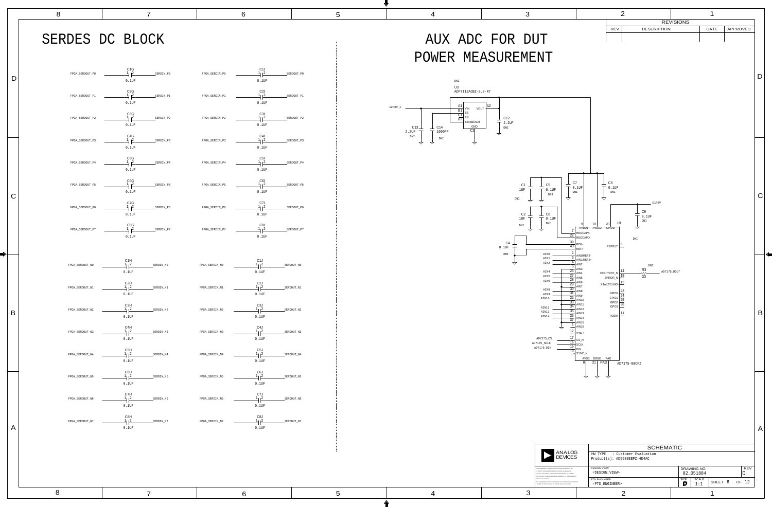# SERDES DC BLOCK

| Net | Cap | Value | Net |
|---|---|---|---|
| FPGA_SERDOUT_P0 | C1G | 0.1UF | SERDIN_P0 |
| FPGA_SERDOUT_P1 | C2G | 0.1UF | SERDIN_P1 |
| FPGA_SERDOUT_P2 | C3G | 0.1UF | SERDIN_P2 |
| FPGA_SERDOUT_P3 | C4G | 0.1UF | SERDIN_P3 |
| FPGA_SERDOUT_P4 | C5G | 0.1UF | SERDIN_P4 |
| FPGA_SERDOUT_P5 | C6G | 0.1UF | SERDIN_P5 |
| FPGA_SERDOUT_P6 | C7G | 0.1UF | SERDIN_P6 |
| FPGA_SERDOUT_P7 | C8G | 0.1UF | SERDIN_P7 |
| FPGA_SERDIN_P0 | C1I | 0.1UF | SERDOUT_P0 |
| FPGA_SERDIN_P1 | C2I | 0.1UF | SERDOUT_P1 |
| FPGA_SERDIN_P2 | C3I | 0.1UF | SERDOUT_P2 |
| FPGA_SERDIN_P3 | C4I | 0.1UF | SERDOUT_P3 |
| FPGA_SERDIN_P4 | C5I | 0.1UF | SERDOUT_P4 |
| FPGA_SERDIN_P5 | C6I | 0.1UF | SERDOUT_P5 |
| FPGA_SERDIN_P6 | C7I | 0.1UF | SERDOUT_P6 |
| FPGA_SERDIN_P7 | C8I | 0.1UF | SERDOUT_P7 |
| FPGA_SERDOUT_N0 | C1H | 0.1UF | SERDIN_N0 |
| FPGA_SERDOUT_N1 | C2H | 0.1UF | SERDIN_N1 |
| FPGA_SERDOUT_N2 | C3H | 0.1UF | SERDIN_N2 |
| FPGA_SERDOUT_N3 | C4H | 0.1UF | SERDIN_N3 |
| FPGA_SERDOUT_N4 | C5H | 0.1UF | SERDIN_N4 |
| FPGA_SERDOUT_N5 | C6H | 0.1UF | SERDIN_N5 |
| FPGA_SERDOUT_N6 | C7H | 0.1UF | SERDIN_N6 |
| FPGA_SERDOUT_N7 | C8H | 0.1UF | SERDIN_N7 |
| FPGA_SERDIN_N0 | C1J | 0.1UF | SERDOUT_N0 |
| FPGA_SERDIN_N1 | C2J | 0.1UF | SERDOUT_N1 |
| FPGA_SERDIN_N2 | C3J | 0.1UF | SERDOUT_N2 |
| FPGA_SERDIN_N3 | C4J | 0.1UF | SERDOUT_N3 |
| FPGA_SERDIN_N4 | C5J | 0.1UF | SERDOUT_N4 |
| FPGA_SERDIN_N5 | C6J | 0.1UF | SERDOUT_N5 |
| FPGA_SERDIN_N6 | C7J | 0.1UF | SERDOUT_N6 |
| FPGA_SERDIN_N7 | C8J | 0.1UF | SERDOUT_N7 |

# AUX ADC FOR DUT POWER MEASUREMENT

U3 ADP7112ACBZ-5.0-R7 (DNI): A1 VIN, B1 SS, C1 EN, B2 SENSE/ADJ, C2 GND, A2 VOUT. Input 12P0V_1.

C13 2.2UF DNI, C14 1000PF DNI, C12 2.2UF DNI

C1 1UF, C5 0.1UF DNI, C7 0.1UF DNI, C8 0.1UF DNI, C2 1UF DNI, C6 0.1UF DNI, C4 0.1UF DNI, C9 0.1UF DNI (D1P8V)

U1 AD7175-8BCPZ:
- 9 AVDD1, 10 AVDD2, 20 IOVDD
- 7 REGCAPA, 22 REGCAPD
- 39 REF-, 40 REF+, 6 REFOUT
- 2 AIN0/REF2- (AIN0), 3 AIN1/REF2+ (AIN1), 4 AIN2 (AIN2), 5 AIN3, 26 AIN4 (AIN4), 27 AIN5 (AIN5), 28 AIN6 (AIN6), 29 AIN7, 30 AIN8 (AIN8), 31 AIN9 (AIN9), 32 AIN10 (AIN10), 33 AIN11, 34 AIN12 (AIN12), 35 AIN13 (AIN13), 36 AIN14 (AIN14), 37 AIN15, 1 AIN16
- 12 XTAL1, 13 XTAL2/CLKIO
- 17 CS_N (AD7175_CS), 16 SCLK (AD7175_SCLK), 15 DIN (AD7175_DIN), 19 SYNC_N
- 14 DOUT/RDY_N — R3 33 (DNI) — AD7175_DOUT
- 18 ERROR_N
- 23 GPIO0, 24 GPIO1, 25 GPO2, 38 GPO3
- 11 PDSW
- 8 AVSS, 21 DGND, PAD

SCHEMATIC

HW TYPE : Customer Evaluation
Product(s): AD9088BBPZ-4D4AC

DESIGN VIEW: <DESIGN_VIEW>
PTD ENGINEER: <PTD_ENGINEER>
DRAWING NO.: 02_051884
REV: D
SIZE: D SCALE: 1:1 SHEET 6 OF 12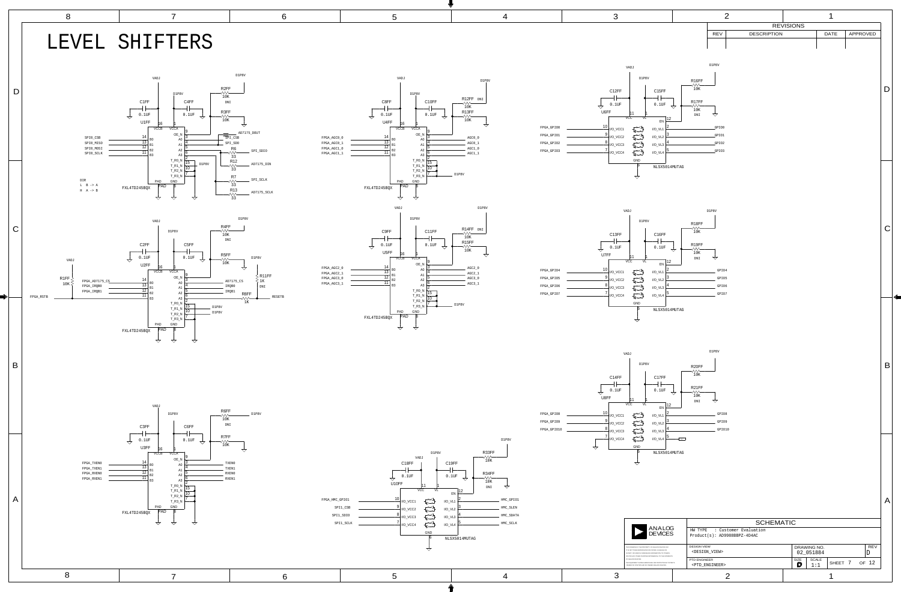# LEVEL SHIFTERS

## REVISIONS

| REV | DESCRIPTION | DATE | APPROVED |
| --- | --- | --- | --- |
| | | | |

### U1FF — FXL4TD245BQX

- VADJ, D1P8V; C1FF 0.1UF; C4FF 0.1UF
- R2FF 10K DNI (D1P8V); R3FF 10K
- SPI0_CSB → B0 (14) → A0 (3) → SPI_CSB → AD7175_DOUT
- SPI0_MISO → B1 (13) → A1 (4) → SPI_SDO
- SPI0_MOSI → B2 (12) → A2 (5) → R6 33 → SPI_SDIO; R12 33 → AD7175_DIN
- SPI0_SCLK → B3 (11) → A3 (6) → R7 33 → SPI_SCLK; R13 33 → AD7175_SCLK
- OE_N (9); T_R0_N (15), T_R1_N (10), T_R2_N (7), T_R3_N (2) — D1P8V
- VCCB (16), VCCA (1), PAD, GND (8)
- DIR: L B -> A; H A -> B

### U2FF — FXL4TD245BQX

- VADJ, D1P8V; C2FF 0.1UF; C5FF 0.1UF
- R4FF 10K DNI (D1P8V); R5FF 10K (D1P8V)
- R1FF 10K (VADJ)
- FPGA_AD7175_CS → B0 (14) → A0 (3) → AD7175_CS; R11FF 1K DNI
- FPGA_IRQB0 → B1 (13) → A1 (4) → IRQB0
- FPGA_IRQB1 → B2 (12) → A2 (5) → IRQB1
- FPGA_RSTB → B3 (11) → A3 (6) → R8FF 1K → RESETB
- T_R0_N (15), T_R1_N (10) — D1P8V; T_R2_N (7), T_R3_N (2)

### U3FF — FXL4TD245BQX

- VADJ, D1P8V; C3FF 0.1UF; C6FF 0.1UF
- R6FF 10K DNI (D1P8V); R7FF 10K
- FPGA_TXEN0 → B0 (14) → A0 (3) → TXEN0
- FPGA_TXEN1 → B1 (13) → A1 (4) → TXEN1
- FPGA_RXEN0 → B2 (12) → A2 (5) → RXEN0
- FPGA_RXEN1 → B3 (11) → A3 (6) → RXEN1

### U4FF — FXL4TD245BQX

- VADJ, D1P8V; C8FF 0.1UF; C10FF 0.1UF
- R12FF 10K DNI; R13FF 10K
- FPGA_AGC0_0 → B0 (14) → A0 (3) → AGC0_0
- FPGA_AGC0_1 → B1 (13) → A1 (4) → AGC0_1
- FPGA_AGC1_0 → B2 (12) → A2 (5) → AGC1_0
- FPGA_AGC1_1 → B3 (11) → A3 (6) → AGC1_1
- T_R0_N..T_R3_N — D1P8V

### U5FF — FXL4TD245BQX

- VADJ, D1P8V; C9FF 0.1UF; C11FF 0.1UF
- R14FF 10K DNI; R15FF 10K
- FPGA_AGC2_0 → B0 (14) → A0 (3) → AGC2_0
- FPGA_AGC2_1 → B1 (13) → A1 (4) → AGC2_1
- FPGA_AGC3_0 → B2 (12) → A2 (5) → AGC3_0
- FPGA_AGC3_1 → B3 (11) → A3 (6) → AGC3_1
- T_R0_N..T_R3_N — D1P8V

### U10FF — NLSX5014MUTAG

- VADJ, D1P8V; C18FF 0.1UF; C19FF 0.1UF
- R33FF 10K (D1P8V); R34FF 10K DNI
- FPGA_HMC_GPIO1 → IO_VCC1 (10) → I/O_VL1 (2) → HMC_GPIO1
- SPI1_CSB → IO_VCC2 (9) → I/O_VL2 (3) → HMC_SLEN
- SPI1_SDIO → IO_VCC3 (8) → I/O_VL3 (4) → HMC_SDATA
- SPI1_SCLK → IO_VCC4 (7) → I/O_VL4 (5) → HMC_SCLK
- VCC (11), VL (1), EN (12), GND (6)

### U6FF — NLSX5014MUTAG

- VADJ, D1P8V; C12FF 0.1UF; C15FF 0.1UF
- R16FF 10K; R17FF 10K DNI
- FPGA_GPIO0 → I/O_VCC1 (10) → I/O_VL1 (2) → GPIO0
- FPGA_GPIO1 → I/O_VCC2 (9) → I/O_VL2 (3) → GPIO1
- FPGA_GPIO2 → I/O_VCC3 (8) → I/O_VL3 (4) → GPIO2
- FPGA_GPIO3 → I/O_VCC4 (7) → I/O_VL4 (5) → GPIO3

### U7FF — NLSX5014MUTAG

- VADJ, D1P8V; C13FF 0.1UF; C16FF 0.1UF
- R18FF 10K; R19FF 10K DNI
- FPGA_GPIO4 → I/O_VCC1 (10) → I/O_VL1 (2) → GPIO4
- FPGA_GPIO5 → I/O_VCC2 (9) → I/O_VL2 (3) → GPIO5
- FPGA_GPIO6 → I/O_VCC3 (8) → I/O_VL3 (4) → GPIO6
- FPGA_GPIO7 → I/O_VCC4 (7) → I/O_VL4 (5) → GPIO7

### U8FF — NLSX5014MUTAG

- VADJ, D1P8V; C14FF 0.1UF; C17FF 0.1UF
- R20FF 10K; R21FF 10K DNI
- FPGA_GPIO8 → I/O_VCC1 (10) → I/O_VL1 (2) → GPIO8
- FPGA_GPIO9 → I/O_VCC2 (9) → I/O_VL2 (3) → GPIO9
- FPGA_GPIO10 → I/O_VCC3 (8) → I/O_VL3 (4) → GPIO10
- I/O_VCC4 (7) → I/O_VL4 (5)

---

**ANALOG DEVICES** — SCHEMATIC

HW TYPE : Customer Evaluation
Product(s): AD9088BBPZ-4D4AC

| DESIGN VIEW | DRAWING NO. | REV |
| --- | --- | --- |
| <DESIGN_VIEW> | 02_051884 | D |
| PTD ENGINEER | SIZE: D | SCALE: 1:1 | SHEET 7 OF 12 |
| <PTD_ENGINEER> | | |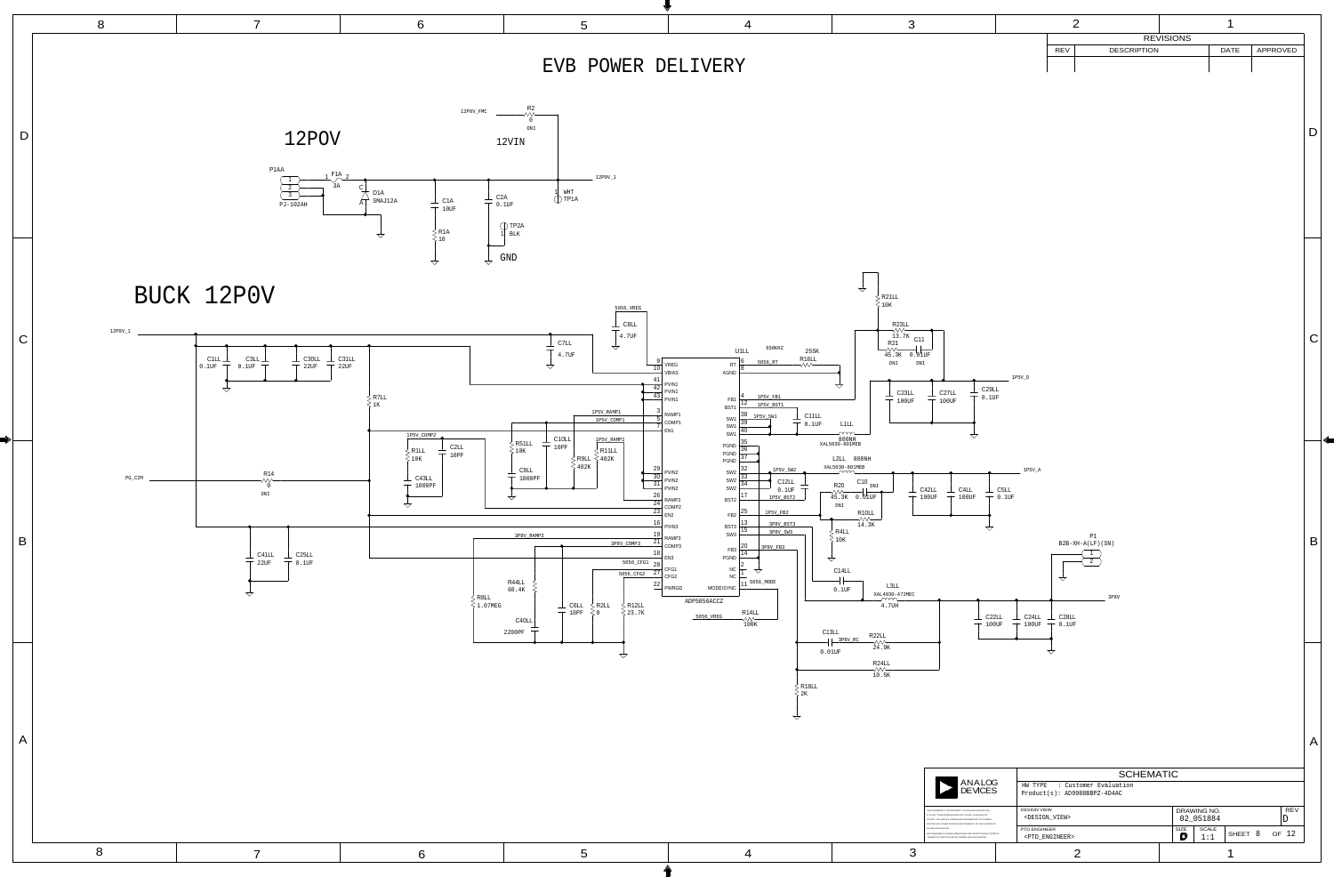# EVB POWER DELIVERY

## 12P0V

12VIN

- P1AA: PJ-102AH (pins 1, 2, 3)
- F1A: 3A
- D1A: SMAJ12A
- C1A: 10UF
- C2A: 0.1UF
- R1A: 10
- R2: 0, DNI (12P0V_FMC)
- TP1A: WHT (12P0V_1)
- TP2A: BLK
- GND

## BUCK 12P0V

U1LL: ADP5056ACCZ

| Pin | Name | Pin | Name |
|---|---|---|---|
| 9 | VREG | 6 | RT |
| 10 | VBIAS | 8 | AGND |
| 41 | PVIN1 | 4 | FB1 |
| 42 | PVIN1 | 12 | BST1 |
| 43 | PVIN1 | 38 | SW1 |
| 3 | RAMP1 | 39 | SW1 |
| 5 | COMP1 | 40 | SW1 |
| 7 | EN1 | 35 | PGND |
| 29 | PVIN2 | 36 | PGND |
| 30 | PVIN2 | 37 | PGND |
| 31 | PVIN2 | 32 | SW2 |
| 26 | RAMP2 | 33 | SW2 |
| 24 | COMP2 | 34 | SW2 |
| 23 | EN2 | 17 | BST2 |
| 16 | PVIN3 | 25 | FB2 |
| 19 | RAMP3 | 13 | BST3 |
| 21 | COMP3 | 15 | SW3 |
| 18 | EN3 | 20 | FB3 |
| 28 | CFG1 | 14 | PGND |
| 27 | CFG2 | 2 | NC |
| 22 | PWRGD | 1 | NC |
| | | 11 | MODE/SYNC |

Components:

- 12P0V_1 input: C1LL 0.1UF, C3LL 0.1UF, C30LL 22UF, C31LL 22UF
- 5056_VREG: C8LL 4.7UF; C7LL 4.7UF
- 650KHZ: R16LL 255K (5056_RT)
- R7LL 1K
- R14 0 DNI (PG_C2M)
- 1P5V_COMP2: R1LL 10K, C43LL 1000PF, C2LL 10PF
- R51LL 10K, C9LL 1000PF, C10LL 10PF (1P5V_RAMP1, 1P5V_COMP1)
- 1P5V_RAMP2: R9LL 402K, R11LL 402K
- C41LL 22UF, C25LL 0.1UF
- 3P0V_RAMP3, 3P0V_COMP3: R44LL 60.4K, R8LL 1.07MEG, C40LL 2200PF, C6LL 10PF, R2LL 0, R12LL 23.7K (5056_CFG1, 5056_CFG2)
- R14LL 100K (5056_VREG, 5056_MODE)
- 1P5V_FB1, 1P5V_BST1, 1P5V_SW1: C11LL 0.1UF, L1LL 800NH XAL5030-801MEB
- R21LL 10K, R23LL 13.7K, R21 45.3K DNI, C11 0.01UF DNI
- 1P5V_D: C23LL 100UF, C27LL 100UF, C29LL 0.1UF
- L2LL 800NH XAL5030-801MEB
- 1P5V_SW2, 1P5V_BST2: C12LL 0.1UF, R20 45.3K DNI, C10 0.01UF DNI, R10LL 14.3K, R4LL 10K (1P5V_FB2)
- 1P5V_A: C42LL 100UF, C4LL 100UF, C5LL 0.1UF
- 3P0V_BST3, 3P0V_SW3, 3P0V_FB3: C14LL 0.1UF, L3LL 4.7UH XAL4030-472MEC
- 3P0V: C22LL 100UF, C24LL 100UF, C28LL 0.1UF
- P1: B2B-XH-A(LF)(SN) (pins 1, 2)
- C13LL 0.01UF, 3P0V_RC, R22LL 24.9K, R24LL 10.5K, R18LL 2K

| | |
|---|---|
| SCHEMATIC | |
| HW TYPE : Customer Evaluation | |
| Product(s): AD9988BBPZ-4D4AC | |
| DESIGN VIEW: <DESIGN_VIEW> | DRAWING NO.: 02_051884 |
| PTD ENGINEER: <PTD_ENGINEER> | REV: D |
| SIZE: D | SCALE: 1:1 |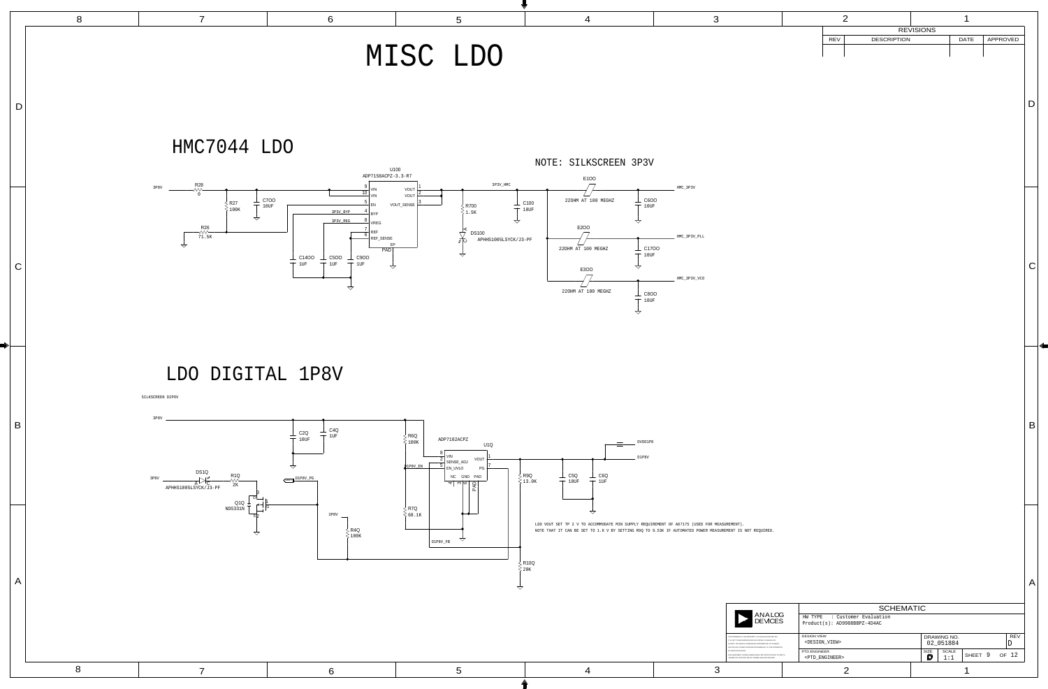# MISC LDO

## HMC7044 LDO

NOTE: SILKSCREEN 3P3V

U100
ADP7158ACPZ-3.3-R7

3P8V — R28 0
R27 100K
C700 10UF
R26 71.5K

| Pin | Name |
|---|---|
| 9 | VIN |
| 10 | VIN |
| 5 | EN |
| 4 | BYP |
| 8 | VREG |
| 7 | REF |
| 6 | REF_SENSE |
| 1 | VOUT |
| 2 | VOUT |
| 3 | VOUT_SENSE |
| EP | PAD |

3P3V_BYP
3P3V_REG
C1400 1UF
C500 1UF
C900 1UF

3P3V_HMC
R700 1.5K
DS100 APHHS1005LSYCK/J3-PF
C100 10UF

E100 220HM AT 100 MEGHZ — HMC_3P3V — C600 10UF
E200 220HM AT 100 MEGHZ — HMC_3P3V_PLL — C1700 10UF
E300 220HM AT 100 MEGHZ — HMC_3P3V_VCO — C800 10UF

## LDO DIGITAL 1P8V

SILKSCREEN D2P0V

3P8V
C2Q 10UF
C4Q 1UF
R6Q 100K

ADP7102ACPZ
U1Q

| Pin | Name |
|---|---|
| 8 | VIN |
| 7 | SENSE_ADJ |
| 5 | EN_UVLO |
| 1 | VOUT |
| 7 | PG |
| 4 | NC |
| 3 | GND |
| 6 | PAD |

D1P8V_EN
D1P8V_FB
R7Q 68.1K
R9Q 13.0K
R10Q 20K
C5Q 10UF
C6Q 1UF
DVDD1P8
D1P8V

3P8V — DS1Q APHHS1005LSYCK/J3-PF — R1Q 2K
D1P8V_PG
Q1Q NDS331N
3P8V — R4Q 100K

LDO VOUT SET TP 2 V TO ACCOMMODATE MIN SUPPLY REQUIREMENT OF AD7175 (USED FOR MEASUREMENT).
NOTE THAT IT CAN BE SET TO 1.8 V BY SETTING R9Q TO 9.53K IF AUTOMATED POWER MEASUREMENT IS NOT REQUIRED.

| REVISIONS | | | |
|---|---|---|---|
| REV | DESCRIPTION | DATE | APPROVED |

ANALOG DEVICES

SCHEMATIC
HW TYPE : Customer Evaluation
Product(s): AD9088BBPZ-4D4AC

DESIGN VIEW: <DESIGN_VIEW>
PTD ENGINEER: <PTD_ENGINEER>
DRAWING NO.: 02_051884
REV: D
SIZE: D
SCALE: 1:1
SHEET 9 OF 12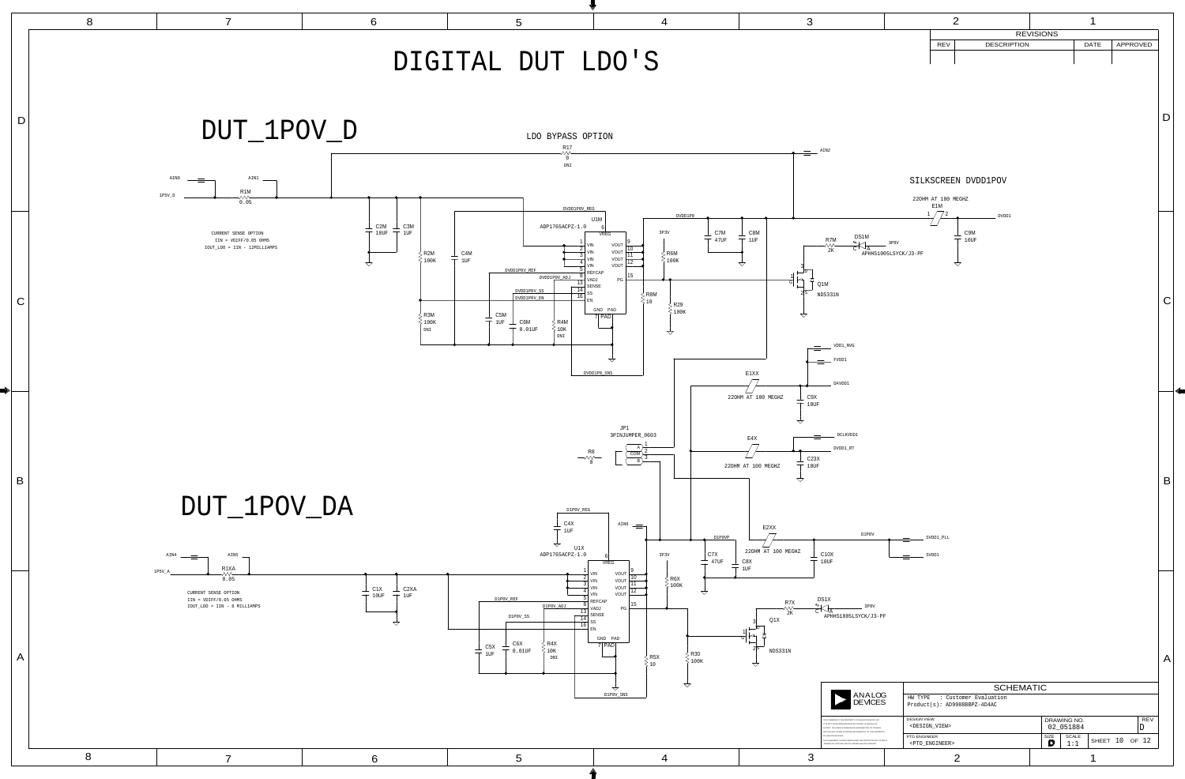# DIGITAL DUT LDO'S

| REVISIONS | | | |
|---|---|---|---|
| REV | DESCRIPTION | DATE | APPROVED |

## DUT_1P0V_D

LDO BYPASS OPTION

R17 0 DNI

AIN0 AIN1 AIN2

1P5V_D

R1M 0.05

CURRENT SENSE OPTION
IIN = VDIFF/0.05 OHMS
IOUT_LDO = IIN - 12MILLIAMPS

C2M 10UF C3M 1UF

R2M 100K C4M 1UF

R3M 100K DNI

C5M 1UF C6M 0.01UF R4M 10K DNI

DVDD1P0V_REG

U1M ADP1765ACPZ-1.0

VREG, VIN, VOUT, REFCAP, VADJ, SENSE, SS, EN, PG, GND, PAD

DVDD1P0V_REF DVDD1P0V_ADJ DVDD1P0V_SS DVDD1P0V_EN

DVDD1P0_SNS

DVDD1P0

3P3V

C7M 47UF C8M 1UF

R6M 100K R8M 10 R29 100K

SILKSCREEN DVDD1P0V

22OHM AT 100 MEGHZ
E1M

DVDD1

C9M 10UF

R7M 2K DS1M APHHS1005LSYCK/J3-PF 3P3V

Q1M NDS331N

VDD1_NVG FVDD1

E1XX 22OHM AT 100 MEGHZ

DAVDD1

C9X 10UF

JP1 3PINJUMPER_0603

R8 0

E4X 22OHM AT 100 MEGHZ

DCLKVDD1 DVDD1_RT

C23X 10UF

## DUT_1P0V_DA

D1P0V_REG

C4X 1UF

AIN6

U1X ADP1765ACPZ-1.0

AIN4 AIN5

1P5V_A

R1XA 0.05

CURRENT SENSE OPTION
IIN = VDIFF/0.05 OHMS
IOUT_LDO = IIN - 8 MILLIAMPS

C1X 10UF C2XA 1UF

D1P0V_REF D1P0V_ADJ D1P0V_SS

C5X 1UF C6X 0.01UF R4X 10K DNI

D1P0V_SNS

3P3V

R6X 100K R5X 10 R30 100K

D1P0VP

C7X 47UF C8X 1UF

E2XX 22OHM AT 100 MEGHZ

C10X 10UF

D1P0V

SVDD1_PLL SVDD1

R7X 2K DS1X APHHS1005LSYCK/J3-PF 3P3V

Q1X NDS331N

SCHEMATIC

HW TYPE : Customer Evaluation
Product(s): AD9988BBPZ-4D4AC

DESIGN VIEW <DESIGN_VIEW>
PTD ENGINEER <PTD_ENGINEER>

DRAWING NO. 02_051884 REV D

SIZE D SCALE 1:1 SHEET 10 OF 12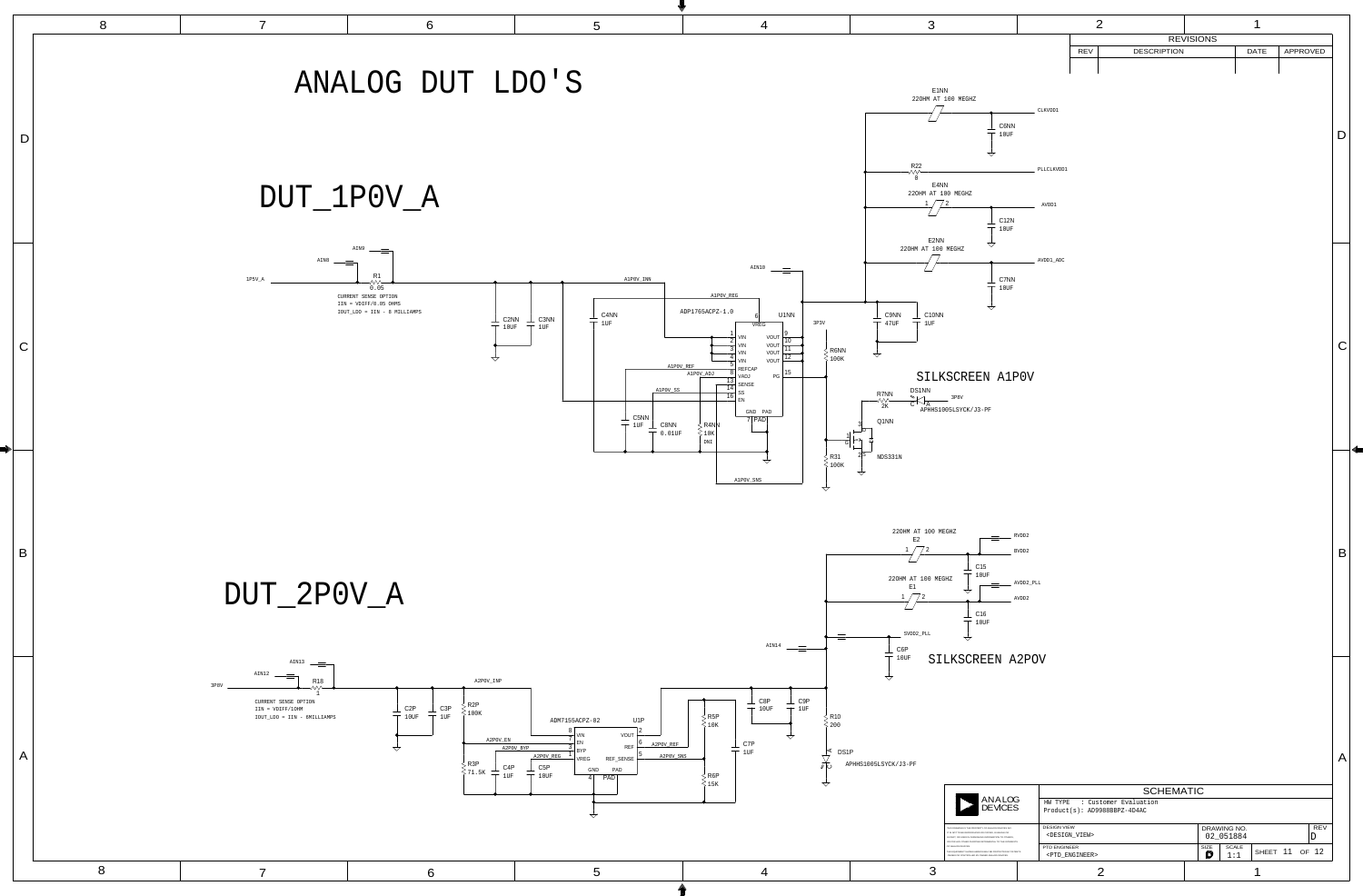# ANALOG DUT LDO'S

## DUT_1P0V_A

1P5V_A

AIN9

AIN8

R1
0.05

CURRENT SENSE OPTION
IIN = VDIFF/0.05 OHMS
IOUT_LDO = IIN - 8 MILLIAMPS

C2NN 10UF

C3NN 1UF

A1P0V_INN

C4NN 1UF

A1P0V_REG

ADP1765ACPZ-1.0 U1NN

VREG, VIN, VIN, VIN, VIN, REFCAP, VADJ, SENSE, SS, EN, VOUT, VOUT, VOUT, VOUT, PG, GND, PAD

A1P0V_REF

A1P0V_ADJ

A1P0V_SS

C5NN 1UF

C8NN 0.01UF

R4NN 10K DNI

A1P0V_SNS

AIN10

3P3V

R6NN 100K

C9NN 47UF

C10NN 1UF

SILKSCREEN A1P0V

R7NN 2K

DS1NN

APHHS1005LSYCK/J3-PF

Q1NN

R31 100K

NDS331N

E1NN
22OHM AT 100 MEGHZ

CLKVDD1

C6NN 10UF

R22 0

PLLCLKVDD1

E4NN
22OHM AT 100 MEGHZ

AVDD1

C12N 10UF

E2NN
22OHM AT 100 MEGHZ

AVDD1_ADC

C7NN 10UF

## DUT_2P0V_A

3P0V

AIN13

AIN12

R18
1

CURRENT SENSE OPTION
IIN = VDIFF/1OHM
IOUT_LDO = IIN - 6MILLIAMPS

C2P 10UF

C3P 1UF

R2P 100K

A2P0V_INP

ADM7155ACPZ-02 U1P

VIN, EN, BYP, VREG, GND, PAD, VOUT, REF, REF_SENSE

A2P0V_EN

A2P0V_BYP

A2P0V_REG

A2P0V_REF

A2P0V_SNS

R3P 71.5K

C4P 1UF

C5P 10UF

R5P 10K

R6P 15K

C7P 1UF

C8P 10UF

C9P 1UF

R10 200

DS1P

APHHS1005LSYCK/J3-PF

AIN14

SVDD2_PLL

C6P 10UF

SILKSCREEN A2P0V

22OHM AT 100 MEGHZ
E2

RVDD2

BVDD2

C15 10UF

22OHM AT 100 MEGHZ
E1

AVDD2_PLL

AVDD2

C16 10UF

| SCHEMATIC | |
|---|---|
| ANALOG DEVICES | HW TYPE : Customer Evaluation<br>Product(s): AD9988BBPZ-4D4AC |
| DESIGN VIEW: <DESIGN_VIEW> | DRAWING NO: 02_051884 REV: D |
| PTD ENGINEER: <PTD_ENGINEER> | SIZE: D SCALE: 1:1 SHEET 11 OF 12 |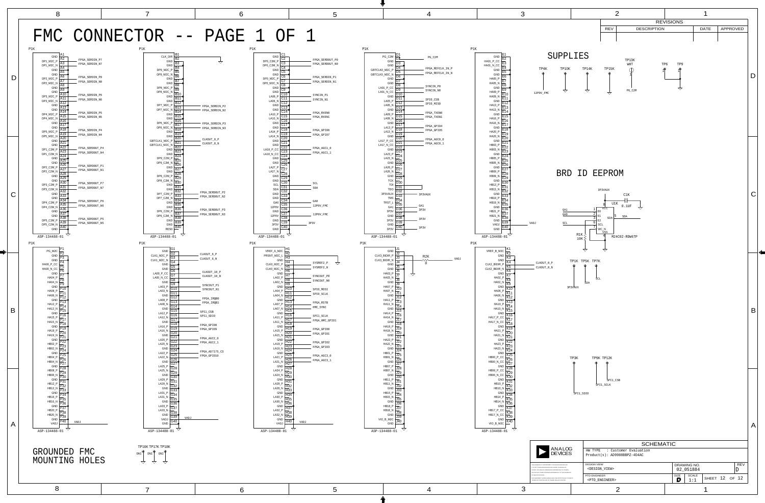# FMC CONNECTOR -- PAGE 1 OF 1

| REVISIONS | | | |
|---|---|---|---|
| REV | DESCRIPTION | DATE | APPROVED |

## SUPPLIES

TP4K TP10K TP14K TP15K TP13K WHT TP6 TP9

12P0V_FMC

PG_C2M

## BRD ID EEPROM

3P3VAUX

C1K 0.1UF

U1K

GA1 GA0 SCL SDA

R1K 10K

M24C02-RDW6TP

TP1K TP5K TP7K

3P3VAUX SDA SCL

TP3K TP9K TP12K

SPI1_CSB SPI1_SCLK SPI1_SDIO

## GROUNDED FMC MOUNTING HOLES

TP16K TP17K TP18K

DNI DNI DNI

P1K ASP-134488-01

FPGA_SERDIN_P7, FPGA_SERDIN_N7, FPGA_SERDIN_P0, FPGA_SERDIN_N0, FPGA_SERDIN_P6, FPGA_SERDIN_N6, FPGA_SERDIN_P5, FPGA_SERDIN_N5, FPGA_SERDIN_P4, FPGA_SERDIN_N4, FPGA_SERDOUT_P4, FPGA_SERDOUT_N4, FPGA_SERDOUT_P1, FPGA_SERDOUT_N1, FPGA_SERDOUT_P7, FPGA_SERDOUT_N7, FPGA_SERDOUT_P6, FPGA_SERDOUT_N6, FPGA_SERDOUT_P5, FPGA_SERDOUT_N5

FPGA_SERDIN_P2, FPGA_SERDIN_N2, FPGA_SERDIN_P3, FPGA_SERDIN_N3, CLKOUT_8_P, CLKOUT_8_N, FPGA_SERDOUT_P2, FPGA_SERDOUT_N2, FPGA_SERDOUT_P3, FPGA_SERDOUT_N3

FPGA_SERDOUT_P0, FPGA_SERDOUT_N0, FPGA_SERDIN_P1, FPGA_SERDIN_N1, SYNCIN_P1, SYNCIN_N1, FPGA_RXEN0, FPGA_RXEN1, FPGA_GPIO6, FPGA_GPIO7, FPGA_AGC1_0, FPGA_AGC1_1, SCL, SDA, GA0, 12P0V_FMC, 3P3V

PG_C2M, FPGA_REFCLK_IN_P, FPGA_REFCLK_IN_N, SYNCIN_P0, SYNCIN_N0, SPI0_CSB, SPI0_MISO, FPGA_TXEN0, FPGA_TXEN1, FPGA_GPIO4, FPGA_GPIO5, FPGA_AGC0_0, FPGA_AGC0_1, 3P3VAUX, GA1, 3P3V

VADJ

CLKOUT_6_P, CLKOUT_6_N, CLKOUT_10_P, CLKOUT_10_N, SYNCOUT_P1, SYNCOUT_N1, FPGA_IRQB0, FPGA_IRQB1, SPI1_CSB, SPI1_SDIO, FPGA_GPIO8, FPGA_GPIO9, FPGA_AGC2_0, FPGA_AGC2_1, FPGA_AD7175_CS, FPGA_GPIO10

SYSREF2_P, SYSREF2_N, SYNCOUT_P0, SYNCOUT_N0, SPI0_MOSI, SPI0_SCLK, FPGA_RSTB, HMC_SYNC, SPI1_SCLK, FPGA_HMC_GPIO1, FPGA_GPIO0, FPGA_GPIO1, FPGA_GPIO2, FPGA_GPIO3, FPGA_AGC3_0, FPGA_AGC3_1

R2K 0

CLKOUT_6_P, CLKOUT_6_N

ANALOG DEVICES

| SCHEMATIC | | | |
|---|---|---|---|
| HW TYPE : Customer Evaluation | | | |
| Product(s): AD9088BBPZ-4D4AC | | | |
| DESIGN VIEW <DESIGN_VIEW> | DRAWING NO. 02_051884 | | REV D |
| PTD ENGINEER <PTD_ENGINEER> | SIZE D | SCALE 1:1 | SHEET 12 OF 12 |